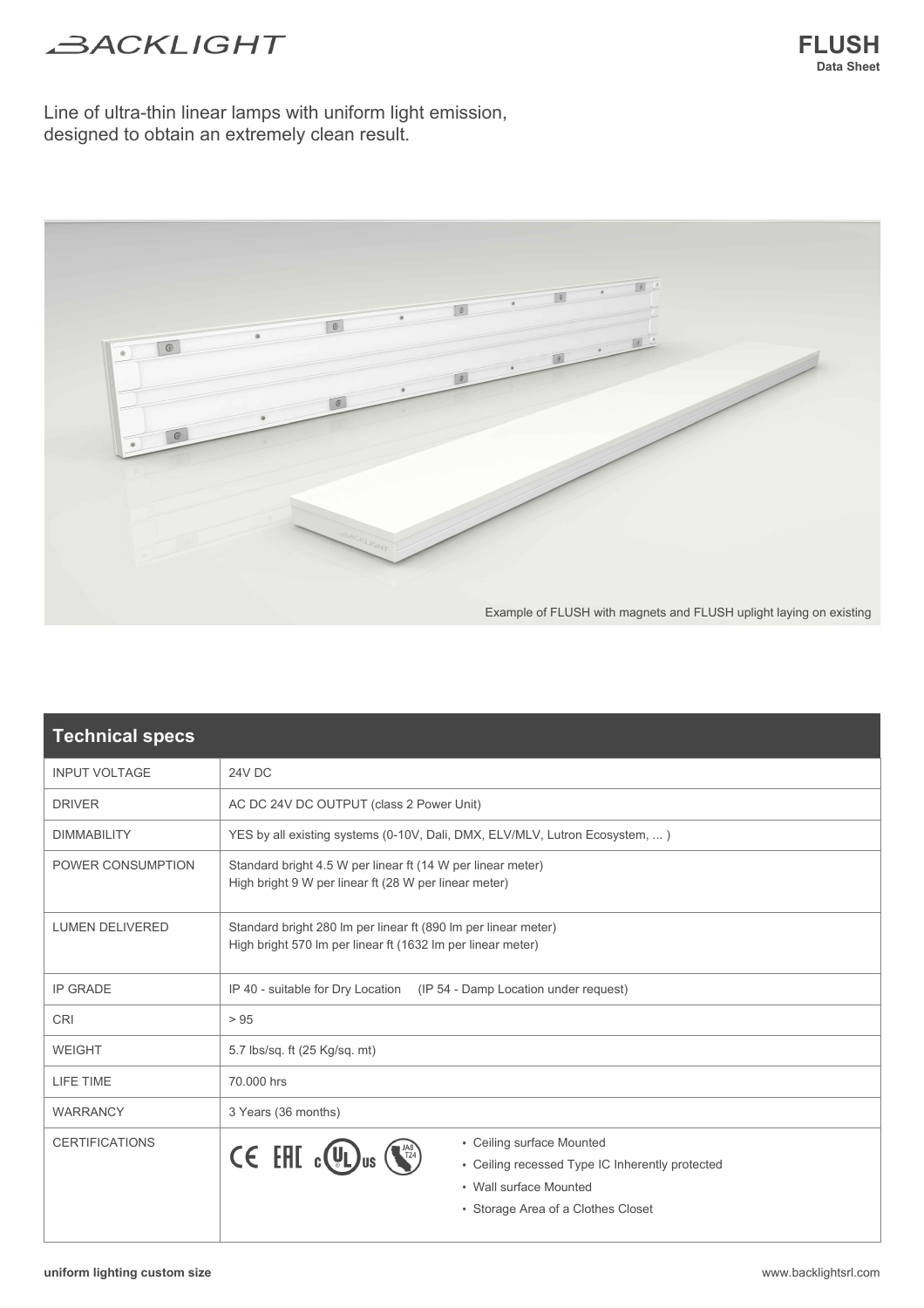BACKLIGHT

# FLUSH
**Data Sheet**

Line of ultra-thin linear lamps with uniform light emission, designed to obtain an extremely clean result.

Example of FLUSH with magnets and FLUSH uplight laying on existing

## Technical specs

| Technical specs | |
|---|---|
| INPUT VOLTAGE | 24V DC |
| DRIVER | AC DC 24V DC OUTPUT (class 2 Power Unit) |
| DIMMABILITY | YES by all existing systems (0-10V, Dali, DMX, ELV/MLV, Lutron Ecosystem, ... ) |
| POWER CONSUMPTION | Standard bright 4.5 W per linear ft (14 W per linear meter)<br>High bright 9 W per linear ft (28 W per linear meter) |
| LUMEN DELIVERED | Standard bright 280 lm per linear ft (890 lm per linear meter)<br>High bright 570 lm per linear ft (1632 lm per linear meter) |
| IP GRADE | IP 40 - suitable for Dry Location (IP 54 - Damp Location under request) |
| CRI | > 95 |
| WEIGHT | 5.7 lbs/sq. ft (25 Kg/sq. mt) |
| LIFE TIME | 70.000 hrs |
| WARRANCY | 3 Years (36 months) |
| CERTIFICATIONS | CE EAC cULus JA8 T24<br>• Ceiling surface Mounted<br>• Ceiling recessed Type IC Inherently protected<br>• Wall surface Mounted<br>• Storage Area of a Clothes Closet |

**uniform lighting custom size**

www.backlightsrl.com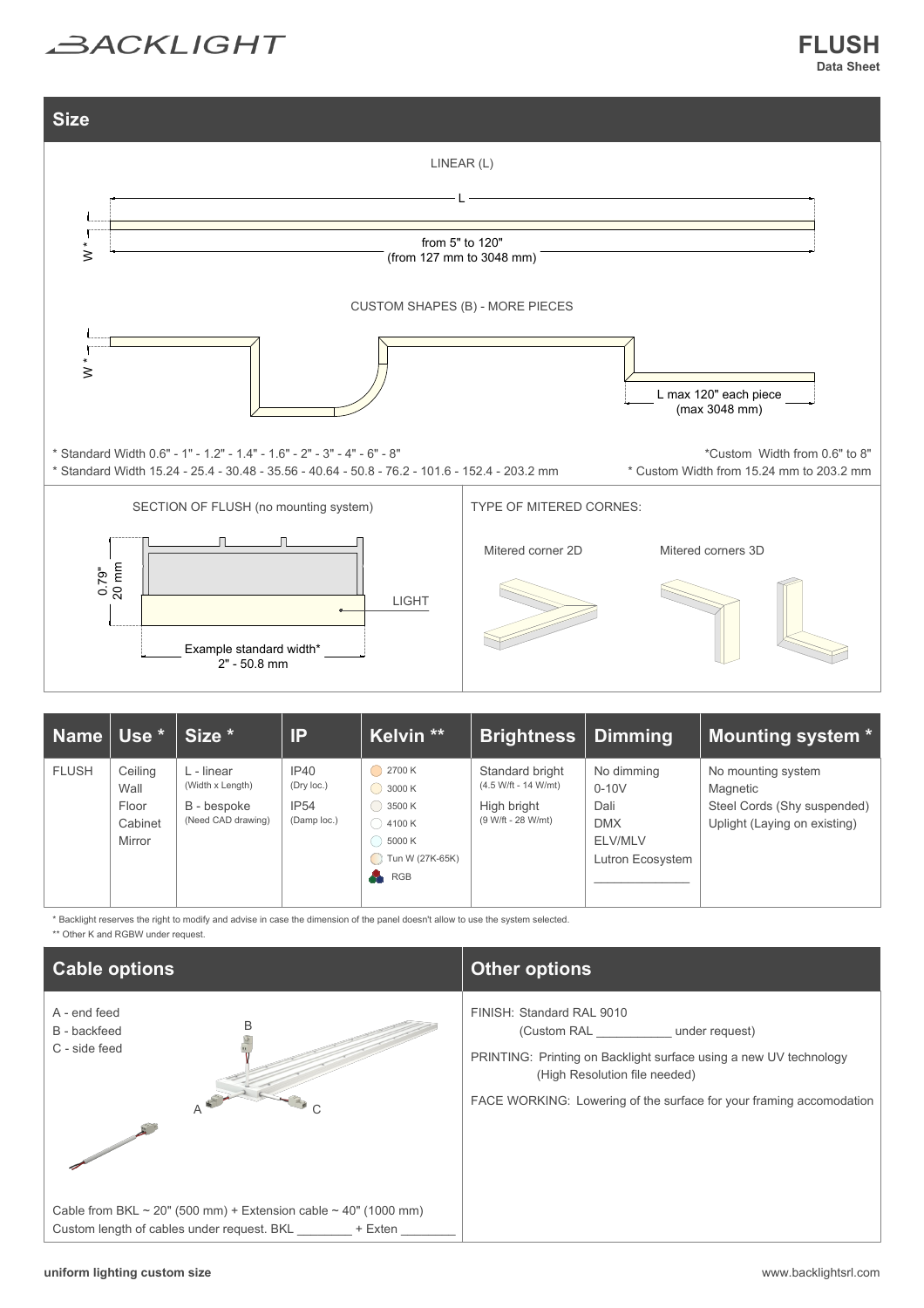# BACKLIGHT

**FLUSH**
**Data Sheet**

## Size

LINEAR (L)

L

W *

from 5" to 120"
(from 127 mm to 3048 mm)

CUSTOM SHAPES (B) - MORE PIECES

W *

L max 120" each piece
(max 3048 mm)

* Standard Width 0.6" - 1" - 1.2" - 1.4" - 1.6" - 2" - 3" - 4" - 6" - 8"
* Standard Width 15.24 - 25.4 - 30.48 - 35.56 - 40.64 - 50.8 - 76.2 - 101.6 - 152.4 - 203.2 mm

*Custom Width from 0.6" to 8"
* Custom Width from 15.24 mm to 203.2 mm

SECTION OF FLUSH (no mounting system)

0.79"
20 mm

LIGHT

Example standard width*
2" - 50.8 mm

TYPE OF MITERED CORNES:

Mitered corner 2D

Mitered corners 3D

| Name | Use * | Size * | IP | Kelvin ** | Brightness | Dimming | Mounting system * |
|---|---|---|---|---|---|---|---|
| FLUSH | Ceiling<br>Wall<br>Floor<br>Cabinet<br>Mirror | L - linear<br>(Width x Length)<br>B - bespoke<br>(Need CAD drawing) | IP40<br>(Dry loc.)<br>IP54<br>(Damp loc.) | 2700 K<br>3000 K<br>3500 K<br>4100 K<br>5000 K<br>Tun W (27K-65K)<br>RGB | Standard bright<br>(4.5 W/ft - 14 W/mt)<br>High bright<br>(9 W/ft - 28 W/mt) | No dimming<br>0-10V<br>Dali<br>DMX<br>ELV/MLV<br>Lutron Ecosystem<br>______________ | No mounting system<br>Magnetic<br>Steel Cords (Shy suspended)<br>Uplight (Laying on existing) |

* Backlight reserves the right to modify and advise in case the dimension of the panel doesn't allow to use the system selected.
** Other K and RGBW under request.

## Cable options

A - end feed
B - backfeed
C - side feed

B

A

C

Cable from BKL ~ 20" (500 mm) + Extension cable ~ 40" (1000 mm)
Custom length of cables under request. BKL ________ + Exten ________

## Other options

FINISH: Standard RAL 9010
(Custom RAL ___________ under request)

PRINTING: Printing on Backlight surface using a new UV technology
(High Resolution file needed)

FACE WORKING: Lowering of the surface for your framing accomodation

**uniform lighting custom size**

www.backlightsrl.com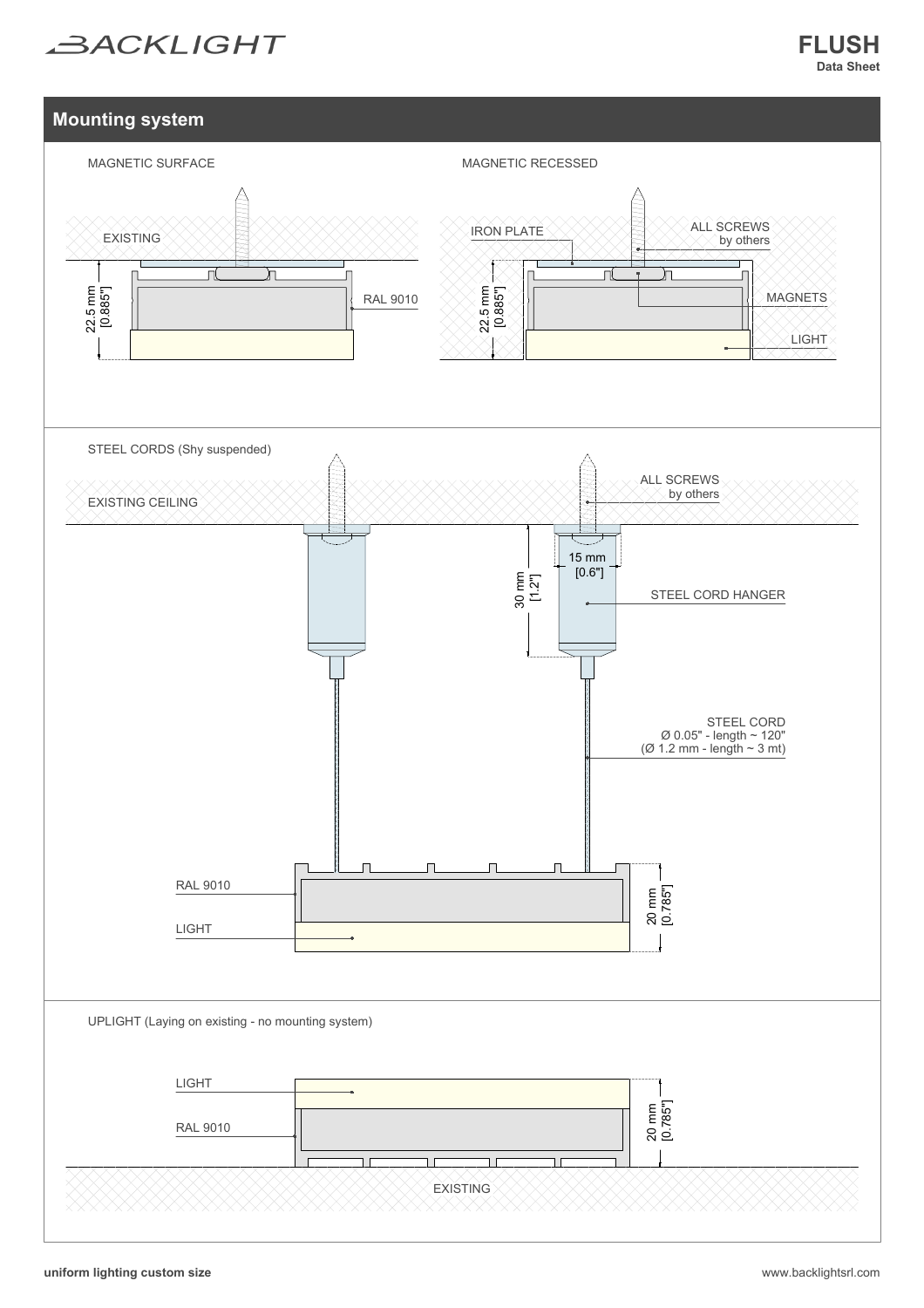## Mounting system

MAGNETIC SURFACE

EXISTING

22.5 mm
[0.885"]

RAL 9010

MAGNETIC RECESSED

IRON PLATE

ALL SCREWS
by others

22.5 mm
[0.885"]

MAGNETS

LIGHT

STEEL CORDS (Shy suspended)

EXISTING CEILING

ALL SCREWS
by others

15 mm
[0.6"]

30 mm
[1.2"]

STEEL CORD HANGER

STEEL CORD
Ø 0.05" - length ~ 120"
(Ø 1.2 mm - length ~ 3 mt)

RAL 9010

LIGHT

20 mm
[0.785"]

UPLIGHT (Laying on existing - no mounting system)

LIGHT

RAL 9010

20 mm
[0.785"]

EXISTING

**uniform lighting custom size**